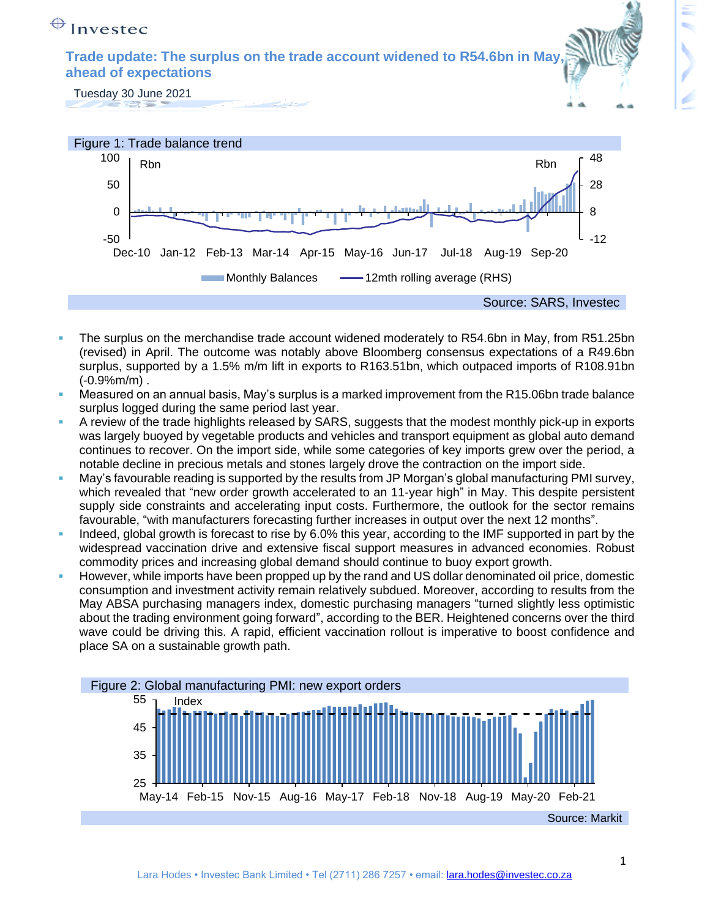Investec

# Trade update: The surplus on the trade account widened to R54.6bn in May, ahead of expectations

Tuesday 30 June 2021

Figure 1: Trade balance trend

Source: SARS, Investec

- The surplus on the merchandise trade account widened moderately to R54.6bn in May, from R51.25bn (revised) in April. The outcome was notably above Bloomberg consensus expectations of a R49.6bn surplus, supported by a 1.5% m/m lift in exports to R163.51bn, which outpaced imports of R108.91bn (-0.9%m/m) .
- Measured on an annual basis, May's surplus is a marked improvement from the R15.06bn trade balance surplus logged during the same period last year.
- A review of the trade highlights released by SARS, suggests that the modest monthly pick-up in exports was largely buoyed by vegetable products and vehicles and transport equipment as global auto demand continues to recover. On the import side, while some categories of key imports grew over the period, a notable decline in precious metals and stones largely drove the contraction on the import side.
- May's favourable reading is supported by the results from JP Morgan's global manufacturing PMI survey, which revealed that "new order growth accelerated to an 11-year high" in May. This despite persistent supply side constraints and accelerating input costs. Furthermore, the outlook for the sector remains favourable, "with manufacturers forecasting further increases in output over the next 12 months".
- Indeed, global growth is forecast to rise by 6.0% this year, according to the IMF supported in part by the widespread vaccination drive and extensive fiscal support measures in advanced economies. Robust commodity prices and increasing global demand should continue to buoy export growth.
- However, while imports have been propped up by the rand and US dollar denominated oil price, domestic consumption and investment activity remain relatively subdued. Moreover, according to results from the May ABSA purchasing managers index, domestic purchasing managers "turned slightly less optimistic about the trading environment going forward", according to the BER. Heightened concerns over the third wave could be driving this. A rapid, efficient vaccination rollout is imperative to boost confidence and place SA on a sustainable growth path.

Figure 2: Global manufacturing PMI: new export orders

Source: Markit

Lara Hodes • Investec Bank Limited • Tel (2711) 286 7257 • email: lara.hodes@investec.co.za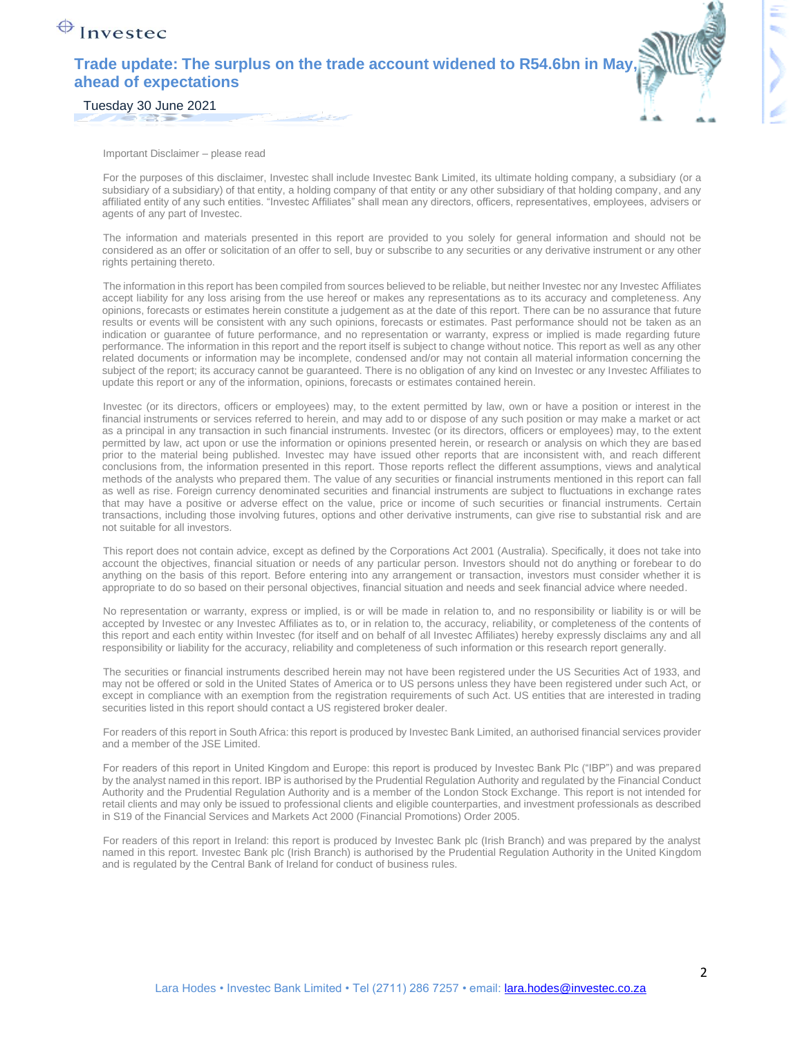Important Disclaimer – please read

For the purposes of this disclaimer, Investec shall include Investec Bank Limited, its ultimate holding company, a subsidiary (or a subsidiary of a subsidiary) of that entity, a holding company of that entity or any other subsidiary of that holding company, and any affiliated entity of any such entities. "Investec Affiliates" shall mean any directors, officers, representatives, employees, advisers or agents of any part of Investec.

The information and materials presented in this report are provided to you solely for general information and should not be considered as an offer or solicitation of an offer to sell, buy or subscribe to any securities or any derivative instrument or any other rights pertaining thereto.

The information in this report has been compiled from sources believed to be reliable, but neither Investec nor any Investec Affiliates accept liability for any loss arising from the use hereof or makes any representations as to its accuracy and completeness. Any opinions, forecasts or estimates herein constitute a judgement as at the date of this report. There can be no assurance that future results or events will be consistent with any such opinions, forecasts or estimates. Past performance should not be taken as an indication or guarantee of future performance, and no representation or warranty, express or implied is made regarding future performance. The information in this report and the report itself is subject to change without notice. This report as well as any other related documents or information may be incomplete, condensed and/or may not contain all material information concerning the subject of the report; its accuracy cannot be guaranteed. There is no obligation of any kind on Investec or any Investec Affiliates to update this report or any of the information, opinions, forecasts or estimates contained herein.

Investec (or its directors, officers or employees) may, to the extent permitted by law, own or have a position or interest in the financial instruments or services referred to herein, and may add to or dispose of any such position or may make a market or act as a principal in any transaction in such financial instruments. Investec (or its directors, officers or employees) may, to the extent permitted by law, act upon or use the information or opinions presented herein, or research or analysis on which they are based prior to the material being published. Investec may have issued other reports that are inconsistent with, and reach different conclusions from, the information presented in this report. Those reports reflect the different assumptions, views and analytical methods of the analysts who prepared them. The value of any securities or financial instruments mentioned in this report can fall as well as rise. Foreign currency denominated securities and financial instruments are subject to fluctuations in exchange rates that may have a positive or adverse effect on the value, price or income of such securities or financial instruments. Certain transactions, including those involving futures, options and other derivative instruments, can give rise to substantial risk and are not suitable for all investors.

This report does not contain advice, except as defined by the Corporations Act 2001 (Australia). Specifically, it does not take into account the objectives, financial situation or needs of any particular person. Investors should not do anything or forebear to do anything on the basis of this report. Before entering into any arrangement or transaction, investors must consider whether it is appropriate to do so based on their personal objectives, financial situation and needs and seek financial advice where needed.

No representation or warranty, express or implied, is or will be made in relation to, and no responsibility or liability is or will be accepted by Investec or any Investec Affiliates as to, or in relation to, the accuracy, reliability, or completeness of the contents of this report and each entity within Investec (for itself and on behalf of all Investec Affiliates) hereby expressly disclaims any and all responsibility or liability for the accuracy, reliability and completeness of such information or this research report generally.

The securities or financial instruments described herein may not have been registered under the US Securities Act of 1933, and may not be offered or sold in the United States of America or to US persons unless they have been registered under such Act, or except in compliance with an exemption from the registration requirements of such Act. US entities that are interested in trading securities listed in this report should contact a US registered broker dealer.

For readers of this report in South Africa: this report is produced by Investec Bank Limited, an authorised financial services provider and a member of the JSE Limited.

For readers of this report in United Kingdom and Europe: this report is produced by Investec Bank Plc ("IBP") and was prepared by the analyst named in this report. IBP is authorised by the Prudential Regulation Authority and regulated by the Financial Conduct Authority and the Prudential Regulation Authority and is a member of the London Stock Exchange. This report is not intended for retail clients and may only be issued to professional clients and eligible counterparties, and investment professionals as described in S19 of the Financial Services and Markets Act 2000 (Financial Promotions) Order 2005.

For readers of this report in Ireland: this report is produced by Investec Bank plc (Irish Branch) and was prepared by the analyst named in this report. Investec Bank plc (Irish Branch) is authorised by the Prudential Regulation Authority in the United Kingdom and is regulated by the Central Bank of Ireland for conduct of business rules.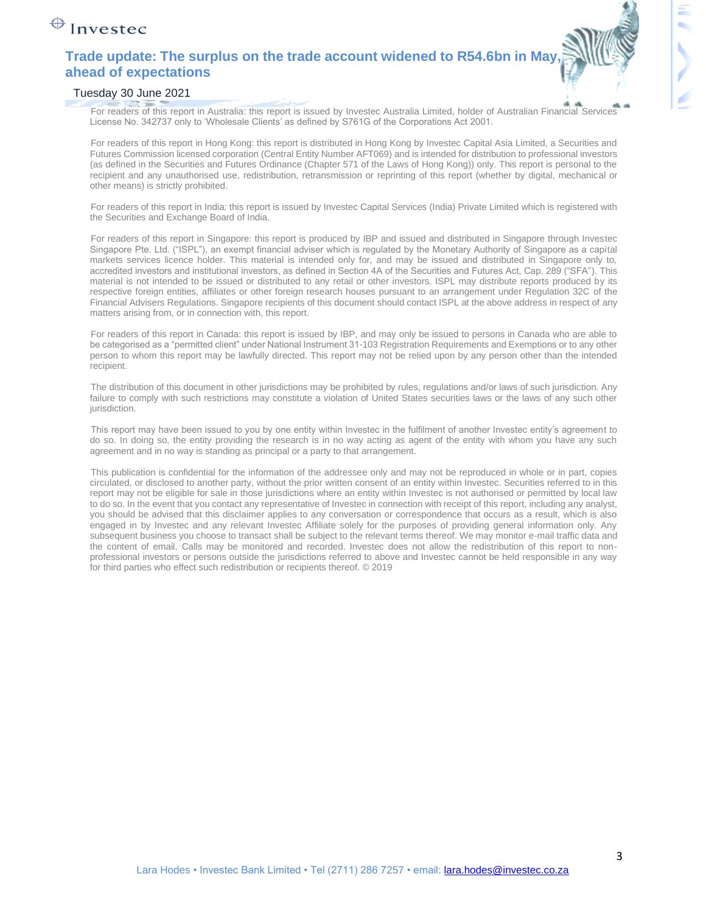For readers of this report in Australia: this report is issued by Investec Australia Limited, holder of Australian Financial Services License No. 342737 only to 'Wholesale Clients' as defined by S761G of the Corporations Act 2001.

For readers of this report in Hong Kong: this report is distributed in Hong Kong by Investec Capital Asia Limited, a Securities and Futures Commission licensed corporation (Central Entity Number AFT069) and is intended for distribution to professional investors (as defined in the Securities and Futures Ordinance (Chapter 571 of the Laws of Hong Kong)) only. This report is personal to the recipient and any unauthorised use, redistribution, retransmission or reprinting of this report (whether by digital, mechanical or other means) is strictly prohibited.

For readers of this report in India: this report is issued by Investec Capital Services (India) Private Limited which is registered with the Securities and Exchange Board of India.

For readers of this report in Singapore: this report is produced by IBP and issued and distributed in Singapore through Investec Singapore Pte. Ltd. ("ISPL"), an exempt financial adviser which is regulated by the Monetary Authority of Singapore as a capital markets services licence holder. This material is intended only for, and may be issued and distributed in Singapore only to, accredited investors and institutional investors, as defined in Section 4A of the Securities and Futures Act, Cap. 289 ("SFA"). This material is not intended to be issued or distributed to any retail or other investors. ISPL may distribute reports produced by its respective foreign entities, affiliates or other foreign research houses pursuant to an arrangement under Regulation 32C of the Financial Advisers Regulations. Singapore recipients of this document should contact ISPL at the above address in respect of any matters arising from, or in connection with, this report.

For readers of this report in Canada: this report is issued by IBP, and may only be issued to persons in Canada who are able to be categorised as a "permitted client" under National Instrument 31-103 Registration Requirements and Exemptions or to any other person to whom this report may be lawfully directed. This report may not be relied upon by any person other than the intended recipient.

The distribution of this document in other jurisdictions may be prohibited by rules, regulations and/or laws of such jurisdiction. Any failure to comply with such restrictions may constitute a violation of United States securities laws or the laws of any such other jurisdiction.

This report may have been issued to you by one entity within Investec in the fulfilment of another Investec entity's agreement to do so. In doing so, the entity providing the research is in no way acting as agent of the entity with whom you have any such agreement and in no way is standing as principal or a party to that arrangement.

This publication is confidential for the information of the addressee only and may not be reproduced in whole or in part, copies circulated, or disclosed to another party, without the prior written consent of an entity within Investec. Securities referred to in this report may not be eligible for sale in those jurisdictions where an entity within Investec is not authorised or permitted by local law to do so. In the event that you contact any representative of Investec in connection with receipt of this report, including any analyst, you should be advised that this disclaimer applies to any conversation or correspondence that occurs as a result, which is also engaged in by Investec and any relevant Investec Affiliate solely for the purposes of providing general information only. Any subsequent business you choose to transact shall be subject to the relevant terms thereof. We may monitor e-mail traffic data and the content of email. Calls may be monitored and recorded. Investec does not allow the redistribution of this report to non-professional investors or persons outside the jurisdictions referred to above and Investec cannot be held responsible in any way for third parties who effect such redistribution or recipients thereof. © 2019